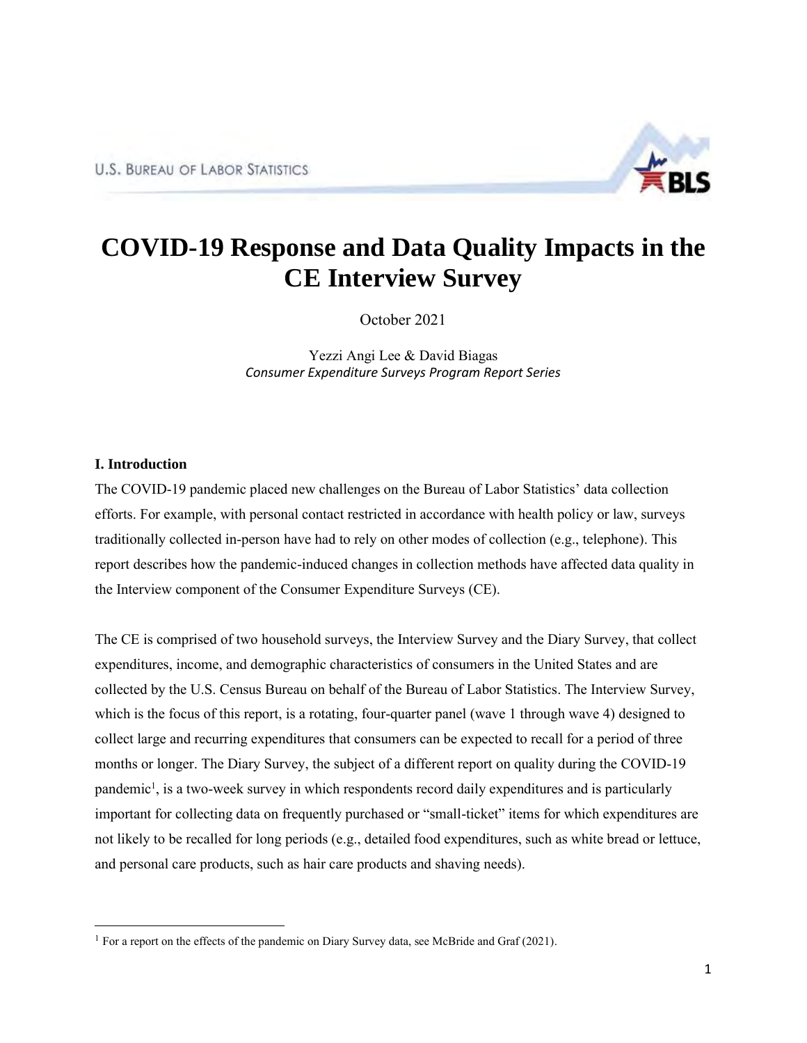U.S. BUREAU OF LABOR STATISTICS

# COVID-19 Response and Data Quality Impacts in the CE Interview Survey

October 2021

Yezzi Angi Lee & David Biagas
*Consumer Expenditure Surveys Program Report Series*

### I. Introduction

The COVID-19 pandemic placed new challenges on the Bureau of Labor Statistics' data collection efforts. For example, with personal contact restricted in accordance with health policy or law, surveys traditionally collected in-person have had to rely on other modes of collection (e.g., telephone). This report describes how the pandemic-induced changes in collection methods have affected data quality in the Interview component of the Consumer Expenditure Surveys (CE).

The CE is comprised of two household surveys, the Interview Survey and the Diary Survey, that collect expenditures, income, and demographic characteristics of consumers in the United States and are collected by the U.S. Census Bureau on behalf of the Bureau of Labor Statistics. The Interview Survey, which is the focus of this report, is a rotating, four-quarter panel (wave 1 through wave 4) designed to collect large and recurring expenditures that consumers can be expected to recall for a period of three months or longer. The Diary Survey, the subject of a different report on quality during the COVID-19 pandemic[1], is a two-week survey in which respondents record daily expenditures and is particularly important for collecting data on frequently purchased or "small-ticket" items for which expenditures are not likely to be recalled for long periods (e.g., detailed food expenditures, such as white bread or lettuce, and personal care products, such as hair care products and shaving needs).

[1] For a report on the effects of the pandemic on Diary Survey data, see McBride and Graf (2021).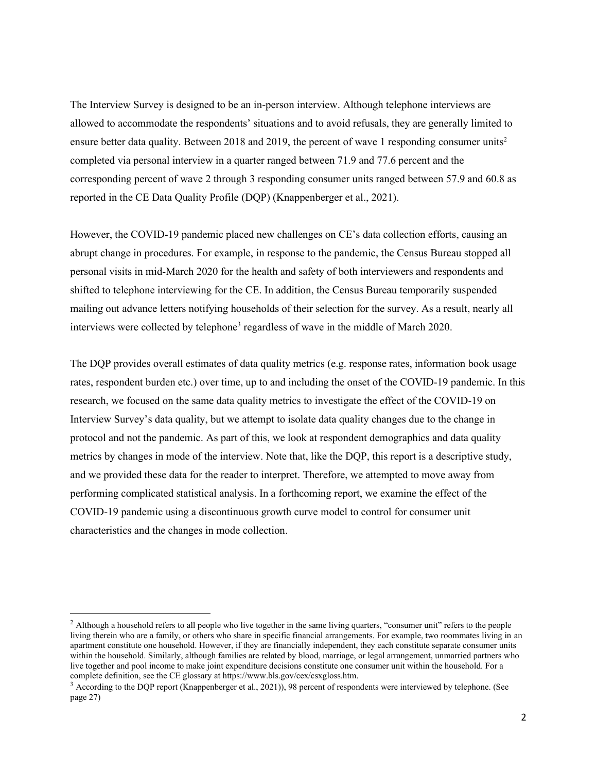The Interview Survey is designed to be an in-person interview. Although telephone interviews are allowed to accommodate the respondents' situations and to avoid refusals, they are generally limited to ensure better data quality. Between 2018 and 2019, the percent of wave 1 responding consumer units[2] completed via personal interview in a quarter ranged between 71.9 and 77.6 percent and the corresponding percent of wave 2 through 3 responding consumer units ranged between 57.9 and 60.8 as reported in the CE Data Quality Profile (DQP) (Knappenberger et al., 2021).

However, the COVID-19 pandemic placed new challenges on CE's data collection efforts, causing an abrupt change in procedures. For example, in response to the pandemic, the Census Bureau stopped all personal visits in mid-March 2020 for the health and safety of both interviewers and respondents and shifted to telephone interviewing for the CE. In addition, the Census Bureau temporarily suspended mailing out advance letters notifying households of their selection for the survey. As a result, nearly all interviews were collected by telephone[3] regardless of wave in the middle of March 2020.

The DQP provides overall estimates of data quality metrics (e.g. response rates, information book usage rates, respondent burden etc.) over time, up to and including the onset of the COVID-19 pandemic. In this research, we focused on the same data quality metrics to investigate the effect of the COVID-19 on Interview Survey's data quality, but we attempt to isolate data quality changes due to the change in protocol and not the pandemic. As part of this, we look at respondent demographics and data quality metrics by changes in mode of the interview. Note that, like the DQP, this report is a descriptive study, and we provided these data for the reader to interpret. Therefore, we attempted to move away from performing complicated statistical analysis. In a forthcoming report, we examine the effect of the COVID-19 pandemic using a discontinuous growth curve model to control for consumer unit characteristics and the changes in mode collection.

---

[2] Although a household refers to all people who live together in the same living quarters, "consumer unit" refers to the people living therein who are a family, or others who share in specific financial arrangements. For example, two roommates living in an apartment constitute one household. However, if they are financially independent, they each constitute separate consumer units within the household. Similarly, although families are related by blood, marriage, or legal arrangement, unmarried partners who live together and pool income to make joint expenditure decisions constitute one consumer unit within the household. For a complete definition, see the CE glossary at https://www.bls.gov/cex/csxgloss.htm.

[3] According to the DQP report (Knappenberger et al., 2021)), 98 percent of respondents were interviewed by telephone. (See page 27)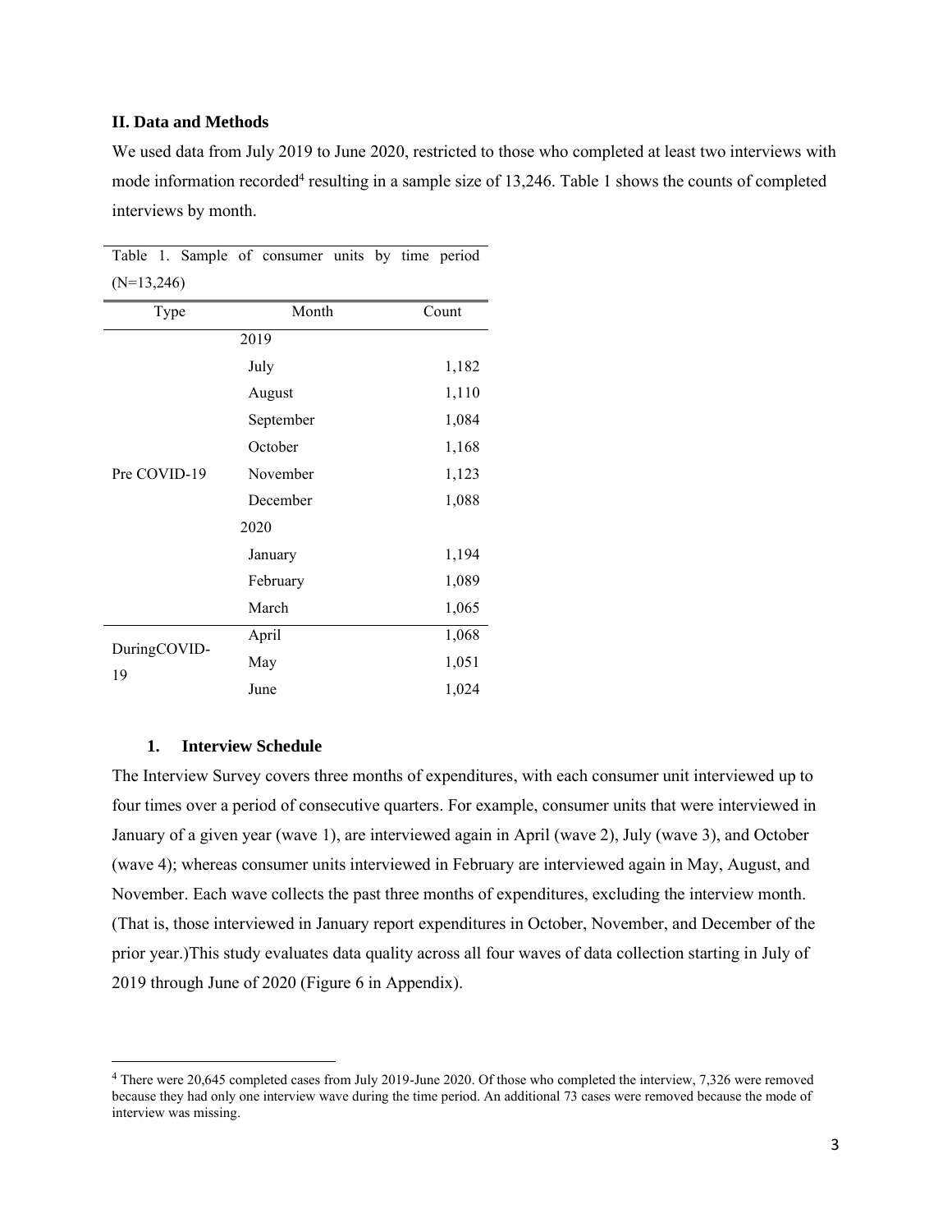## II. Data and Methods

We used data from July 2019 to June 2020, restricted to those who completed at least two interviews with mode information recorded[4] resulting in a sample size of 13,246. Table 1 shows the counts of completed interviews by month.

Table 1. Sample of consumer units by time period (N=13,246)

| Type | Month | Count |
|---|---|---|
| Pre COVID-19 | 2019 | |
| | July | 1,182 |
| | August | 1,110 |
| | September | 1,084 |
| | October | 1,168 |
| | November | 1,123 |
| | December | 1,088 |
| | 2020 | |
| | January | 1,194 |
| | February | 1,089 |
| | March | 1,065 |
| DuringCOVID-19 | April | 1,068 |
| | May | 1,051 |
| | June | 1,024 |

### 1. Interview Schedule

The Interview Survey covers three months of expenditures, with each consumer unit interviewed up to four times over a period of consecutive quarters. For example, consumer units that were interviewed in January of a given year (wave 1), are interviewed again in April (wave 2), July (wave 3), and October (wave 4); whereas consumer units interviewed in February are interviewed again in May, August, and November. Each wave collects the past three months of expenditures, excluding the interview month. (That is, those interviewed in January report expenditures in October, November, and December of the prior year.)This study evaluates data quality across all four waves of data collection starting in July of 2019 through June of 2020 (Figure 6 in Appendix).

[4] There were 20,645 completed cases from July 2019-June 2020. Of those who completed the interview, 7,326 were removed because they had only one interview wave during the time period. An additional 73 cases were removed because the mode of interview was missing.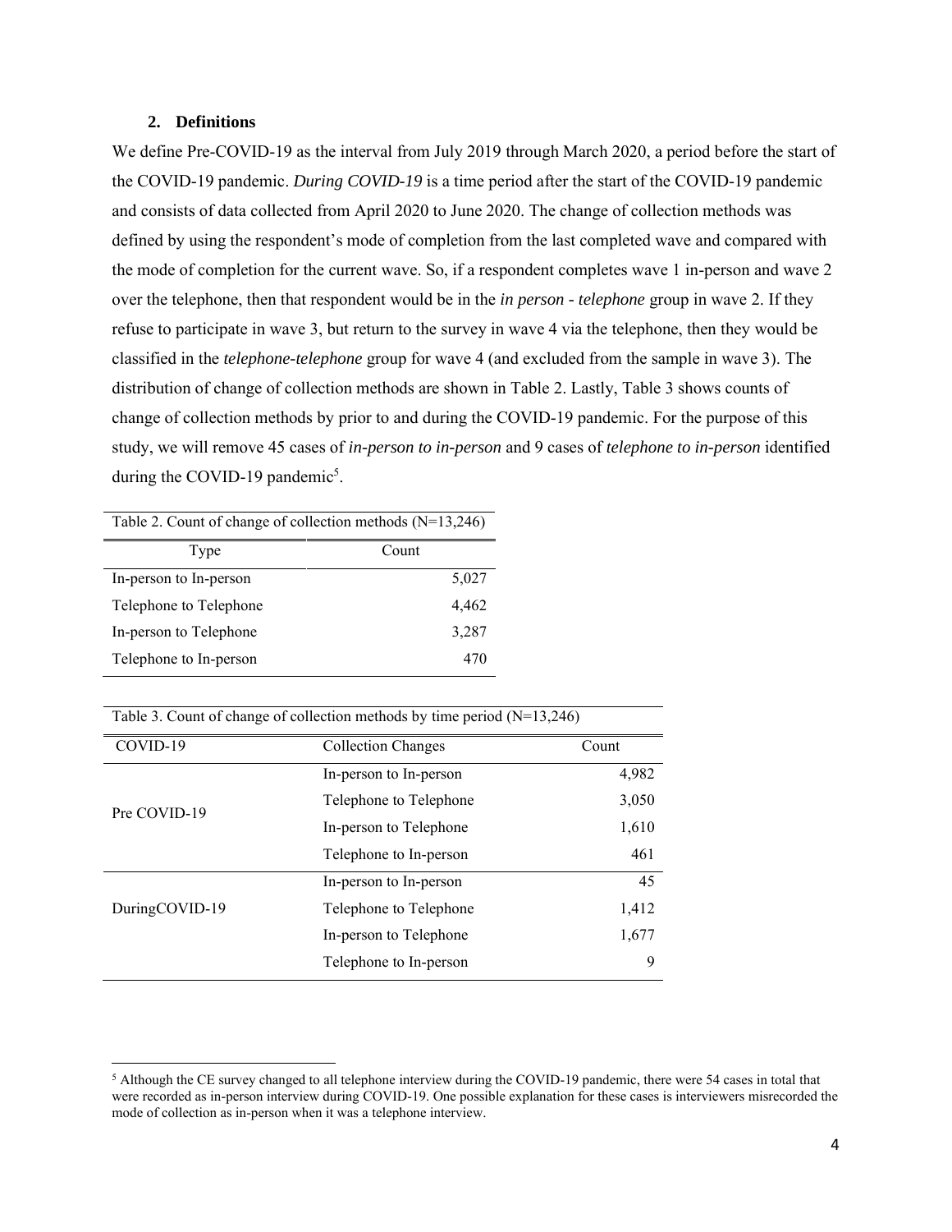## 2. Definitions

We define Pre-COVID-19 as the interval from July 2019 through March 2020, a period before the start of the COVID-19 pandemic. *During COVID-19* is a time period after the start of the COVID-19 pandemic and consists of data collected from April 2020 to June 2020. The change of collection methods was defined by using the respondent's mode of completion from the last completed wave and compared with the mode of completion for the current wave. So, if a respondent completes wave 1 in-person and wave 2 over the telephone, then that respondent would be in the *in person - telephone* group in wave 2. If they refuse to participate in wave 3, but return to the survey in wave 4 via the telephone, then they would be classified in the *telephone-telephone* group for wave 4 (and excluded from the sample in wave 3). The distribution of change of collection methods are shown in Table 2. Lastly, Table 3 shows counts of change of collection methods by prior to and during the COVID-19 pandemic. For the purpose of this study, we will remove 45 cases of *in-person to in-person* and 9 cases of *telephone to in-person* identified during the COVID-19 pandemic[5].

Table 2. Count of change of collection methods (N=13,246)

| Type | Count |
|---|---|
| In-person to In-person | 5,027 |
| Telephone to Telephone | 4,462 |
| In-person to Telephone | 3,287 |
| Telephone to In-person | 470 |

Table 3. Count of change of collection methods by time period (N=13,246)

| COVID-19 | Collection Changes | Count |
|---|---|---|
| Pre COVID-19 | In-person to In-person | 4,982 |
| | Telephone to Telephone | 3,050 |
| | In-person to Telephone | 1,610 |
| | Telephone to In-person | 461 |
| DuringCOVID-19 | In-person to In-person | 45 |
| | Telephone to Telephone | 1,412 |
| | In-person to Telephone | 1,677 |
| | Telephone to In-person | 9 |

[5] Although the CE survey changed to all telephone interview during the COVID-19 pandemic, there were 54 cases in total that were recorded as in-person interview during COVID-19. One possible explanation for these cases is interviewers misrecorded the mode of collection as in-person when it was a telephone interview.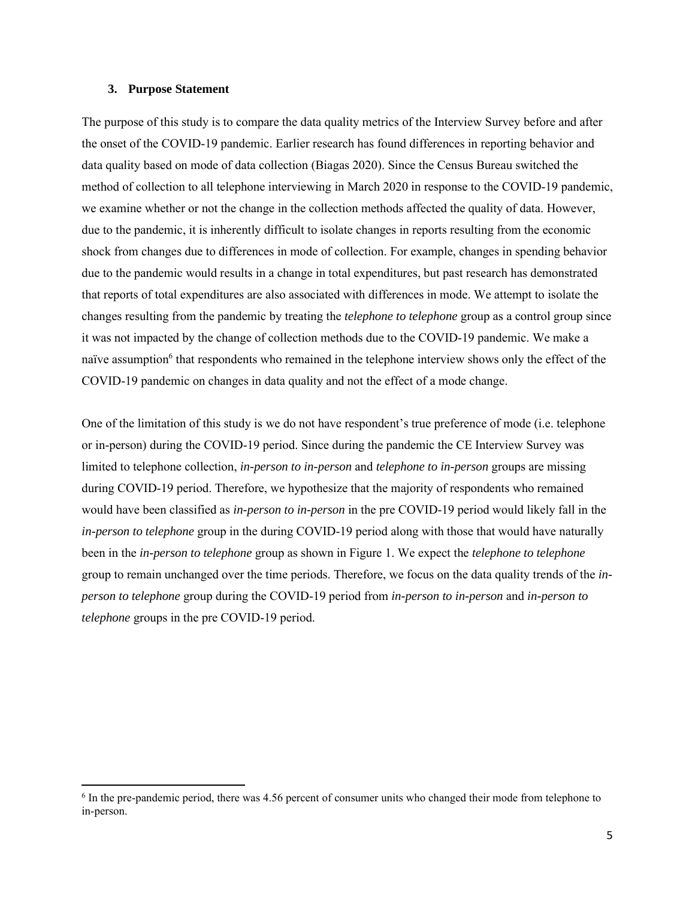### 3. Purpose Statement

The purpose of this study is to compare the data quality metrics of the Interview Survey before and after the onset of the COVID-19 pandemic. Earlier research has found differences in reporting behavior and data quality based on mode of data collection (Biagas 2020). Since the Census Bureau switched the method of collection to all telephone interviewing in March 2020 in response to the COVID-19 pandemic, we examine whether or not the change in the collection methods affected the quality of data. However, due to the pandemic, it is inherently difficult to isolate changes in reports resulting from the economic shock from changes due to differences in mode of collection. For example, changes in spending behavior due to the pandemic would results in a change in total expenditures, but past research has demonstrated that reports of total expenditures are also associated with differences in mode. We attempt to isolate the changes resulting from the pandemic by treating the *telephone to telephone* group as a control group since it was not impacted by the change of collection methods due to the COVID-19 pandemic. We make a naïve assumption[6] that respondents who remained in the telephone interview shows only the effect of the COVID-19 pandemic on changes in data quality and not the effect of a mode change.

One of the limitation of this study is we do not have respondent's true preference of mode (i.e. telephone or in-person) during the COVID-19 period. Since during the pandemic the CE Interview Survey was limited to telephone collection, *in-person to in-person* and *telephone to in-person* groups are missing during COVID-19 period. Therefore, we hypothesize that the majority of respondents who remained would have been classified as *in-person to in-person* in the pre COVID-19 period would likely fall in the *in-person to telephone* group in the during COVID-19 period along with those that would have naturally been in the *in-person to telephone* group as shown in Figure 1. We expect the *telephone to telephone* group to remain unchanged over the time periods. Therefore, we focus on the data quality trends of the *in-person to telephone* group during the COVID-19 period from *in-person to in-person* and *in-person to telephone* groups in the pre COVID-19 period.

[6] In the pre-pandemic period, there was 4.56 percent of consumer units who changed their mode from telephone to in-person.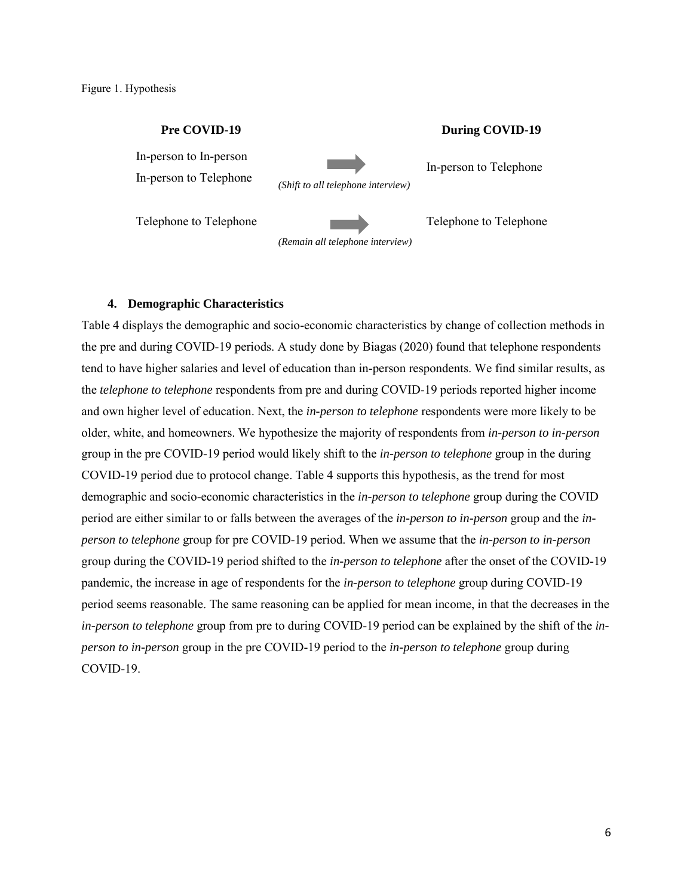Figure 1. Hypothesis

| Pre COVID-19 | | During COVID-19 |
| --- | --- | --- |
| In-person to In-person<br>In-person to Telephone | *(Shift to all telephone interview)* | In-person to Telephone |
| Telephone to Telephone | *(Remain all telephone interview)* | Telephone to Telephone |

### 4. Demographic Characteristics

Table 4 displays the demographic and socio-economic characteristics by change of collection methods in the pre and during COVID-19 periods. A study done by Biagas (2020) found that telephone respondents tend to have higher salaries and level of education than in-person respondents. We find similar results, as the *telephone to telephone* respondents from pre and during COVID-19 periods reported higher income and own higher level of education. Next, the *in-person to telephone* respondents were more likely to be older, white, and homeowners. We hypothesize the majority of respondents from *in-person to in-person* group in the pre COVID-19 period would likely shift to the *in-person to telephone* group in the during COVID-19 period due to protocol change. Table 4 supports this hypothesis, as the trend for most demographic and socio-economic characteristics in the *in-person to telephone* group during the COVID period are either similar to or falls between the averages of the *in-person to in-person* group and the *in-person to telephone* group for pre COVID-19 period. When we assume that the *in-person to in-person* group during the COVID-19 period shifted to the *in-person to telephone* after the onset of the COVID-19 pandemic, the increase in age of respondents for the *in-person to telephone* group during COVID-19 period seems reasonable. The same reasoning can be applied for mean income, in that the decreases in the *in-person to telephone* group from pre to during COVID-19 period can be explained by the shift of the *in-person to in-person* group in the pre COVID-19 period to the *in-person to telephone* group during COVID-19.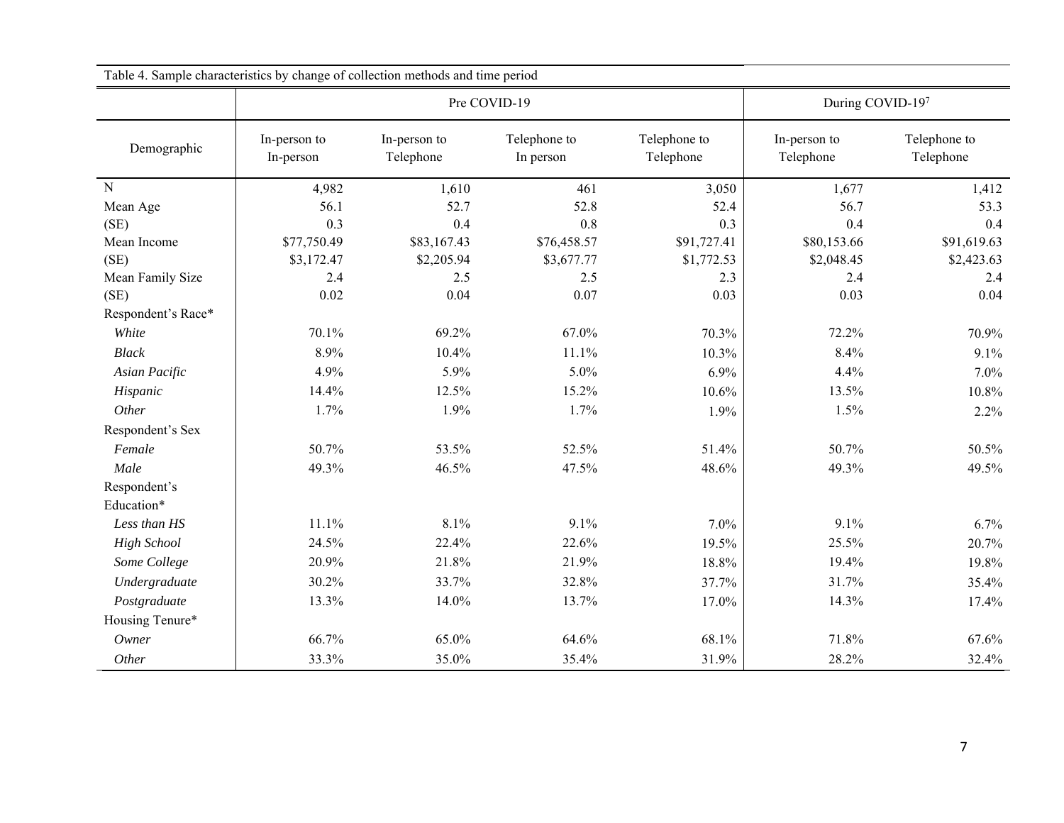Table 4. Sample characteristics by change of collection methods and time period

| | Pre COVID-19 | | | | During COVID-19[7] | |
|---|---|---|---|---|---|---|
| Demographic | In-person to In-person | In-person to Telephone | Telephone to In person | Telephone to Telephone | In-person to Telephone | Telephone to Telephone |
| N | 4,982 | 1,610 | 461 | 3,050 | 1,677 | 1,412 |
| Mean Age | 56.1 | 52.7 | 52.8 | 52.4 | 56.7 | 53.3 |
| (SE) | 0.3 | 0.4 | 0.8 | 0.3 | 0.4 | 0.4 |
| Mean Income | $77,750.49 | $83,167.43 | $76,458.57 | $91,727.41 | $80,153.66 | $91,619.63 |
| (SE) | $3,172.47 | $2,205.94 | $3,677.77 | $1,772.53 | $2,048.45 | $2,423.63 |
| Mean Family Size | 2.4 | 2.5 | 2.5 | 2.3 | 2.4 | 2.4 |
| (SE) | 0.02 | 0.04 | 0.07 | 0.03 | 0.03 | 0.04 |
| Respondent's Race* | | | | | | |
| *White* | 70.1% | 69.2% | 67.0% | 70.3% | 72.2% | 70.9% |
| *Black* | 8.9% | 10.4% | 11.1% | 10.3% | 8.4% | 9.1% |
| *Asian Pacific* | 4.9% | 5.9% | 5.0% | 6.9% | 4.4% | 7.0% |
| *Hispanic* | 14.4% | 12.5% | 15.2% | 10.6% | 13.5% | 10.8% |
| *Other* | 1.7% | 1.9% | 1.7% | 1.9% | 1.5% | 2.2% |
| Respondent's Sex | | | | | | |
| *Female* | 50.7% | 53.5% | 52.5% | 51.4% | 50.7% | 50.5% |
| *Male* | 49.3% | 46.5% | 47.5% | 48.6% | 49.3% | 49.5% |
| Respondent's Education* | | | | | | |
| *Less than HS* | 11.1% | 8.1% | 9.1% | 7.0% | 9.1% | 6.7% |
| *High School* | 24.5% | 22.4% | 22.6% | 19.5% | 25.5% | 20.7% |
| *Some College* | 20.9% | 21.8% | 21.9% | 18.8% | 19.4% | 19.8% |
| *Undergraduate* | 30.2% | 33.7% | 32.8% | 37.7% | 31.7% | 35.4% |
| *Postgraduate* | 13.3% | 14.0% | 13.7% | 17.0% | 14.3% | 17.4% |
| Housing Tenure* | | | | | | |
| *Owner* | 66.7% | 65.0% | 64.6% | 68.1% | 71.8% | 67.6% |
| *Other* | 33.3% | 35.0% | 35.4% | 31.9% | 28.2% | 32.4% |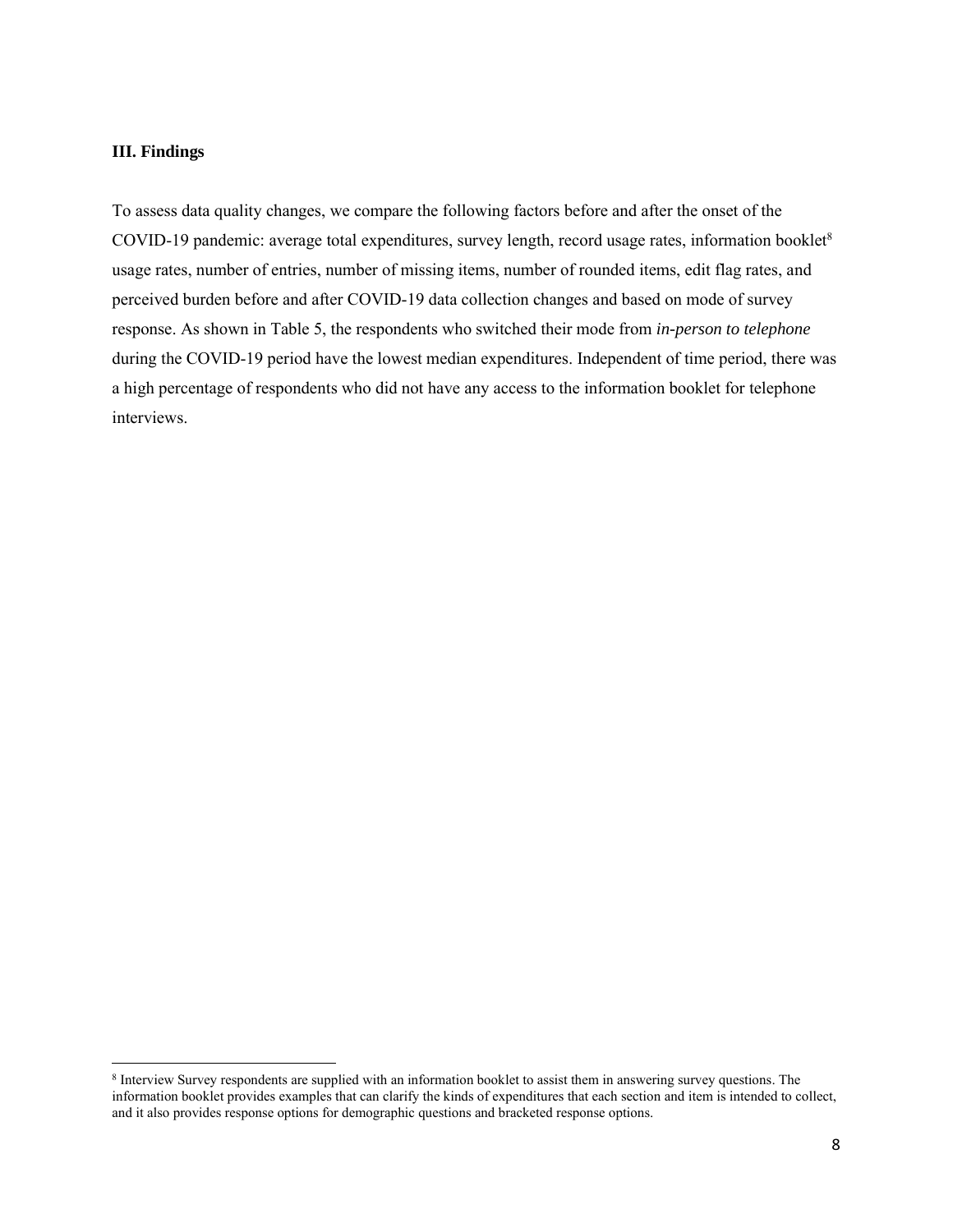### III. Findings

To assess data quality changes, we compare the following factors before and after the onset of the COVID-19 pandemic: average total expenditures, survey length, record usage rates, information booklet[8] usage rates, number of entries, number of missing items, number of rounded items, edit flag rates, and perceived burden before and after COVID-19 data collection changes and based on mode of survey response. As shown in Table 5, the respondents who switched their mode from *in-person to telephone* during the COVID-19 period have the lowest median expenditures. Independent of time period, there was a high percentage of respondents who did not have any access to the information booklet for telephone interviews.

[8] Interview Survey respondents are supplied with an information booklet to assist them in answering survey questions. The information booklet provides examples that can clarify the kinds of expenditures that each section and item is intended to collect, and it also provides response options for demographic questions and bracketed response options.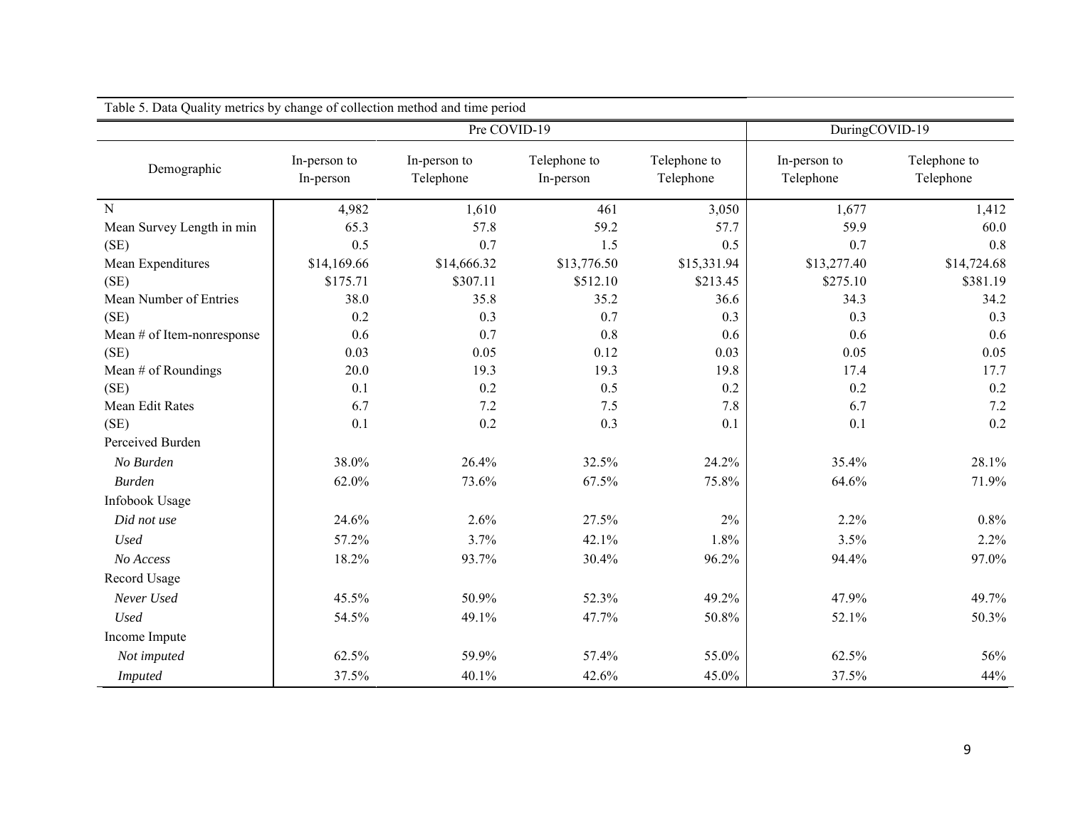Table 5. Data Quality metrics by change of collection method and time period

| Demographic | Pre COVID-19 | | | | DuringCOVID-19 | |
|---|---|---|---|---|---|---|
| | In-person to In-person | In-person to Telephone | Telephone to In-person | Telephone to Telephone | In-person to Telephone | Telephone to Telephone |
| N | 4,982 | 1,610 | 461 | 3,050 | 1,677 | 1,412 |
| Mean Survey Length in min | 65.3 | 57.8 | 59.2 | 57.7 | 59.9 | 60.0 |
| (SE) | 0.5 | 0.7 | 1.5 | 0.5 | 0.7 | 0.8 |
| Mean Expenditures | $14,169.66 | $14,666.32 | $13,776.50 | $15,331.94 | $13,277.40 | $14,724.68 |
| (SE) | $175.71 | $307.11 | $512.10 | $213.45 | $275.10 | $381.19 |
| Mean Number of Entries | 38.0 | 35.8 | 35.2 | 36.6 | 34.3 | 34.2 |
| (SE) | 0.2 | 0.3 | 0.7 | 0.3 | 0.3 | 0.3 |
| Mean # of Item-nonresponse | 0.6 | 0.7 | 0.8 | 0.6 | 0.6 | 0.6 |
| (SE) | 0.03 | 0.05 | 0.12 | 0.03 | 0.05 | 0.05 |
| Mean # of Roundings | 20.0 | 19.3 | 19.3 | 19.8 | 17.4 | 17.7 |
| (SE) | 0.1 | 0.2 | 0.5 | 0.2 | 0.2 | 0.2 |
| Mean Edit Rates | 6.7 | 7.2 | 7.5 | 7.8 | 6.7 | 7.2 |
| (SE) | 0.1 | 0.2 | 0.3 | 0.1 | 0.1 | 0.2 |
| Perceived Burden | | | | | | |
| *No Burden* | 38.0% | 26.4% | 32.5% | 24.2% | 35.4% | 28.1% |
| *Burden* | 62.0% | 73.6% | 67.5% | 75.8% | 64.6% | 71.9% |
| Infobook Usage | | | | | | |
| *Did not use* | 24.6% | 2.6% | 27.5% | 2% | 2.2% | 0.8% |
| *Used* | 57.2% | 3.7% | 42.1% | 1.8% | 3.5% | 2.2% |
| *No Access* | 18.2% | 93.7% | 30.4% | 96.2% | 94.4% | 97.0% |
| Record Usage | | | | | | |
| *Never Used* | 45.5% | 50.9% | 52.3% | 49.2% | 47.9% | 49.7% |
| *Used* | 54.5% | 49.1% | 47.7% | 50.8% | 52.1% | 50.3% |
| Income Impute | | | | | | |
| *Not imputed* | 62.5% | 59.9% | 57.4% | 55.0% | 62.5% | 56% |
| *Imputed* | 37.5% | 40.1% | 42.6% | 45.0% | 37.5% | 44% |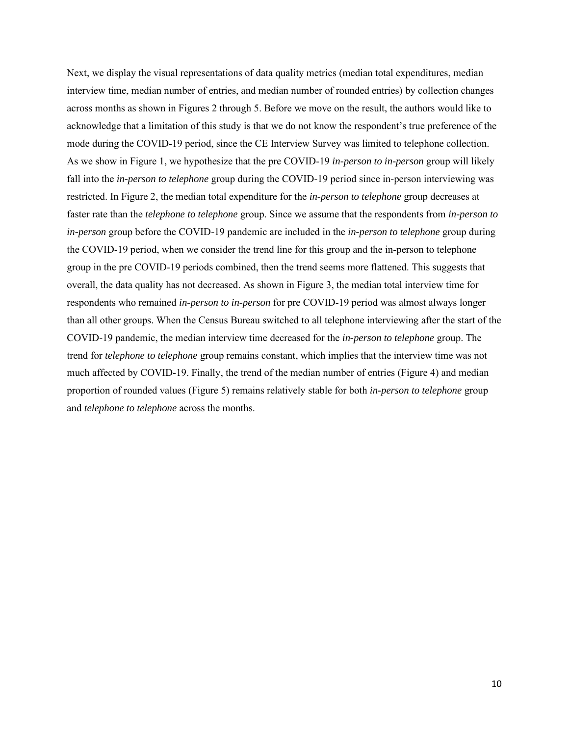Next, we display the visual representations of data quality metrics (median total expenditures, median interview time, median number of entries, and median number of rounded entries) by collection changes across months as shown in Figures 2 through 5. Before we move on the result, the authors would like to acknowledge that a limitation of this study is that we do not know the respondent's true preference of the mode during the COVID-19 period, since the CE Interview Survey was limited to telephone collection. As we show in Figure 1, we hypothesize that the pre COVID-19 *in-person to in-person* group will likely fall into the *in-person to telephone* group during the COVID-19 period since in-person interviewing was restricted. In Figure 2, the median total expenditure for the *in-person to telephone* group decreases at faster rate than the *telephone to telephone* group. Since we assume that the respondents from *in-person to in-person* group before the COVID-19 pandemic are included in the *in-person to telephone* group during the COVID-19 period, when we consider the trend line for this group and the in-person to telephone group in the pre COVID-19 periods combined, then the trend seems more flattened. This suggests that overall, the data quality has not decreased. As shown in Figure 3, the median total interview time for respondents who remained *in-person to in-person* for pre COVID-19 period was almost always longer than all other groups. When the Census Bureau switched to all telephone interviewing after the start of the COVID-19 pandemic, the median interview time decreased for the *in-person to telephone* group. The trend for *telephone to telephone* group remains constant, which implies that the interview time was not much affected by COVID-19. Finally, the trend of the median number of entries (Figure 4) and median proportion of rounded values (Figure 5) remains relatively stable for both *in-person to telephone* group and *telephone to telephone* across the months.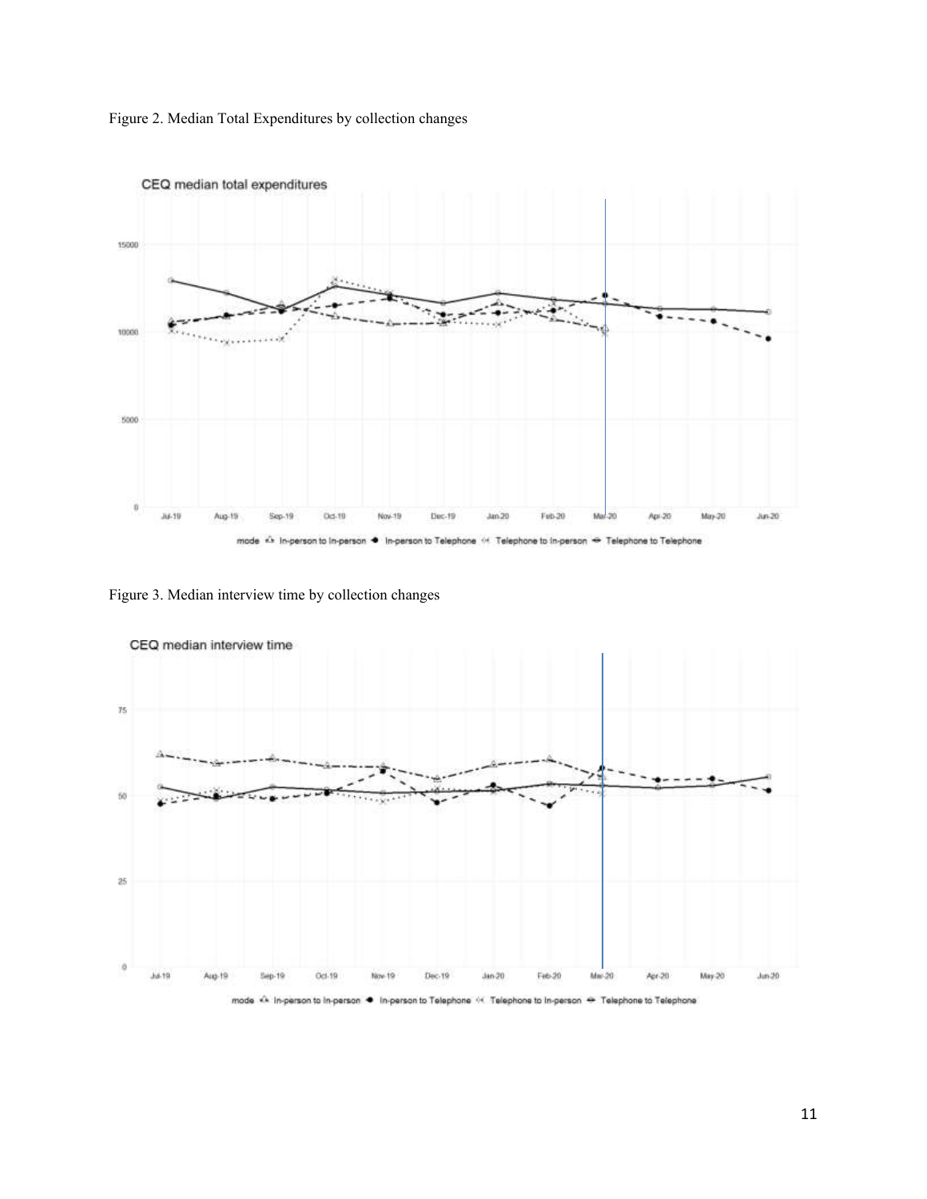Figure 2. Median Total Expenditures by collection changes

Figure 3. Median interview time by collection changes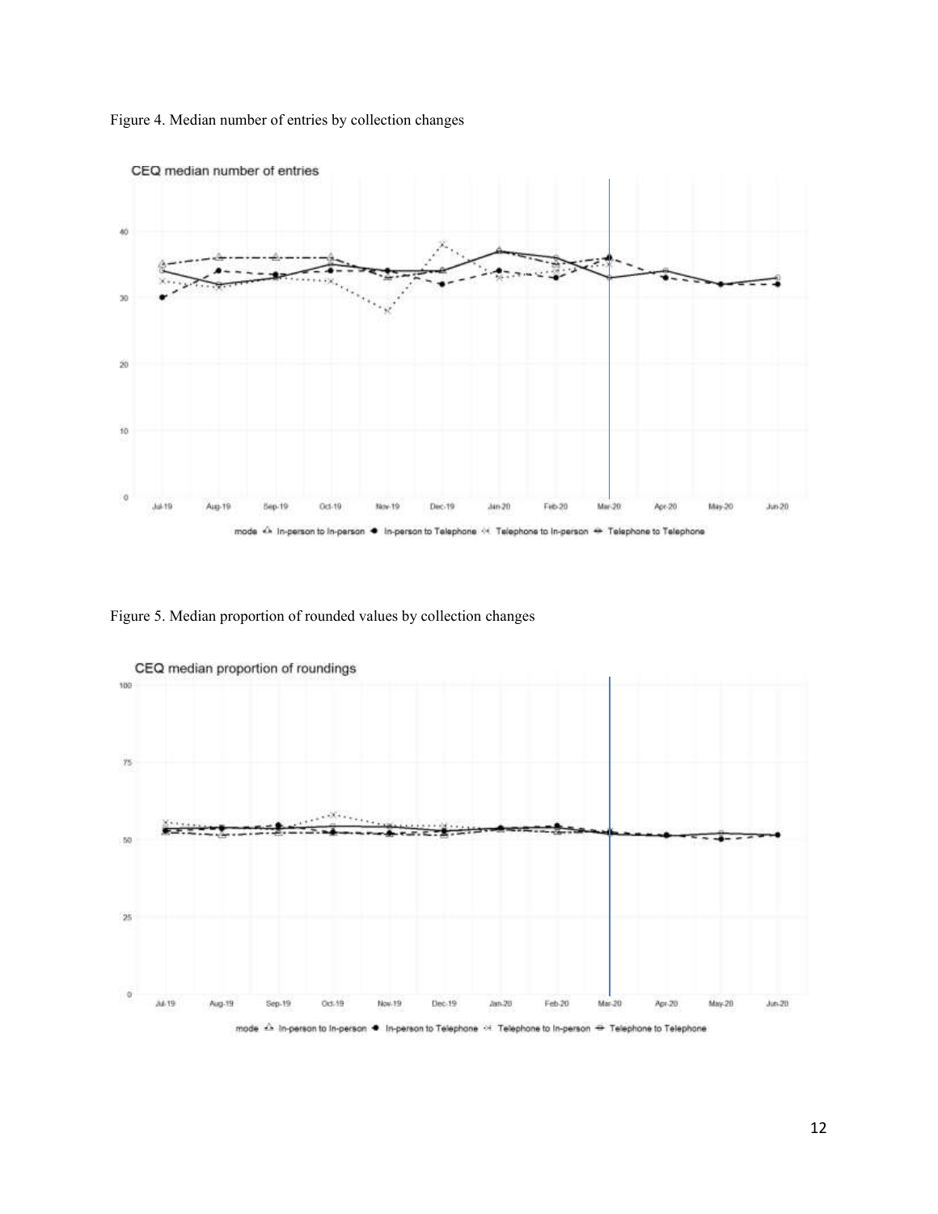Figure 4. Median number of entries by collection changes

Figure 5. Median proportion of rounded values by collection changes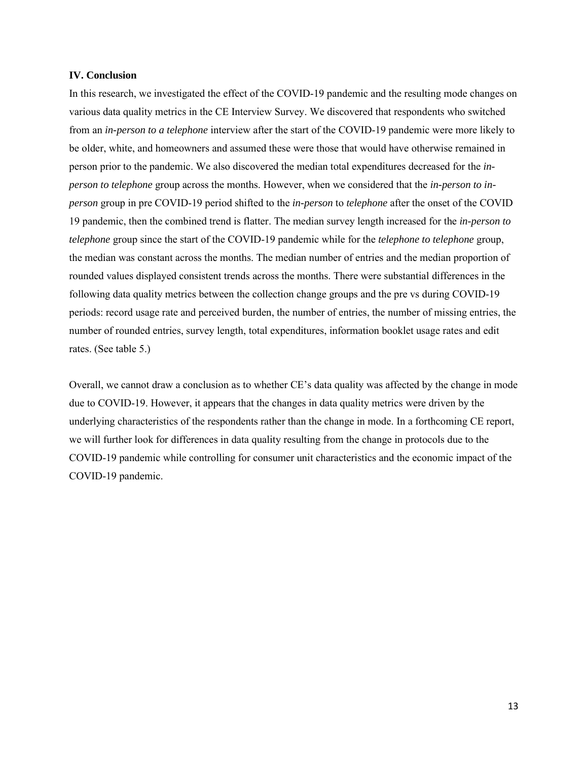### IV. Conclusion

In this research, we investigated the effect of the COVID-19 pandemic and the resulting mode changes on various data quality metrics in the CE Interview Survey. We discovered that respondents who switched from an *in-person to a telephone* interview after the start of the COVID-19 pandemic were more likely to be older, white, and homeowners and assumed these were those that would have otherwise remained in person prior to the pandemic. We also discovered the median total expenditures decreased for the *in-person to telephone* group across the months. However, when we considered that the *in-person to in-person* group in pre COVID-19 period shifted to the *in-person* to *telephone* after the onset of the COVID 19 pandemic, then the combined trend is flatter. The median survey length increased for the *in-person to telephone* group since the start of the COVID-19 pandemic while for the *telephone to telephone* group, the median was constant across the months. The median number of entries and the median proportion of rounded values displayed consistent trends across the months. There were substantial differences in the following data quality metrics between the collection change groups and the pre vs during COVID-19 periods: record usage rate and perceived burden, the number of entries, the number of missing entries, the number of rounded entries, survey length, total expenditures, information booklet usage rates and edit rates. (See table 5.)

Overall, we cannot draw a conclusion as to whether CE's data quality was affected by the change in mode due to COVID-19. However, it appears that the changes in data quality metrics were driven by the underlying characteristics of the respondents rather than the change in mode. In a forthcoming CE report, we will further look for differences in data quality resulting from the change in protocols due to the COVID-19 pandemic while controlling for consumer unit characteristics and the economic impact of the COVID-19 pandemic.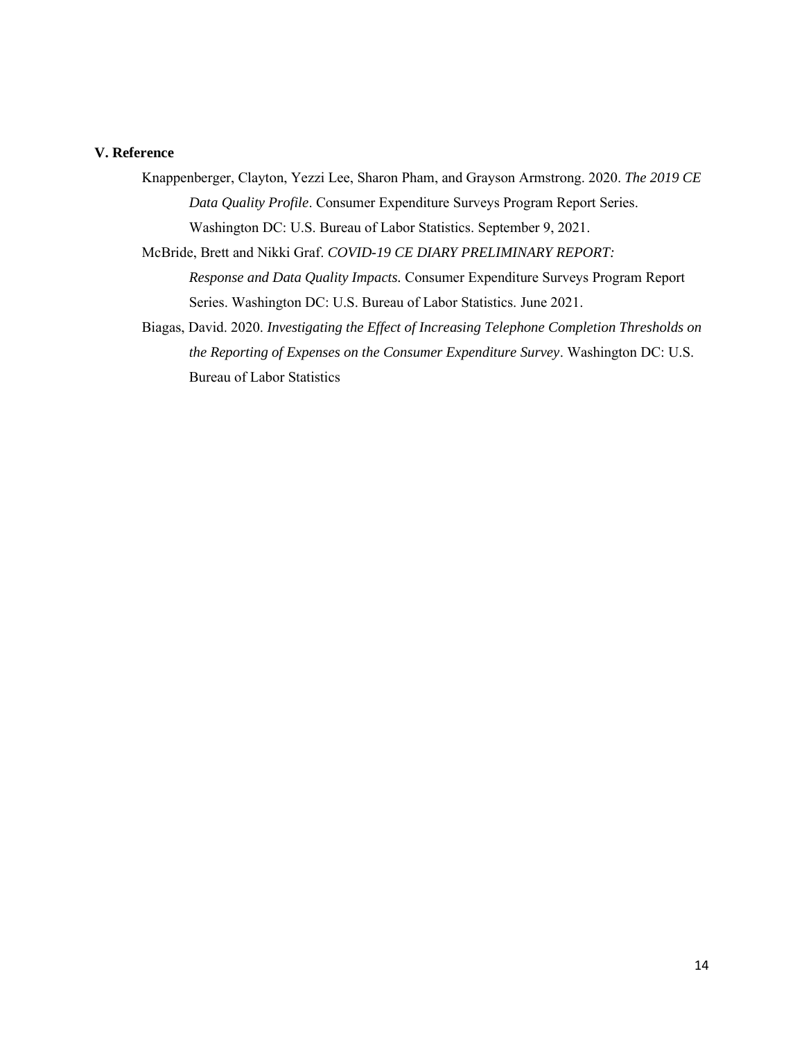## V. Reference

Knappenberger, Clayton, Yezzi Lee, Sharon Pham, and Grayson Armstrong. 2020. *The 2019 CE Data Quality Profile*. Consumer Expenditure Surveys Program Report Series. Washington DC: U.S. Bureau of Labor Statistics. September 9, 2021.

McBride, Brett and Nikki Graf. *COVID-19 CE DIARY PRELIMINARY REPORT: Response and Data Quality Impacts.* Consumer Expenditure Surveys Program Report Series. Washington DC: U.S. Bureau of Labor Statistics. June 2021.

Biagas, David. 2020. *Investigating the Effect of Increasing Telephone Completion Thresholds on the Reporting of Expenses on the Consumer Expenditure Survey*. Washington DC: U.S. Bureau of Labor Statistics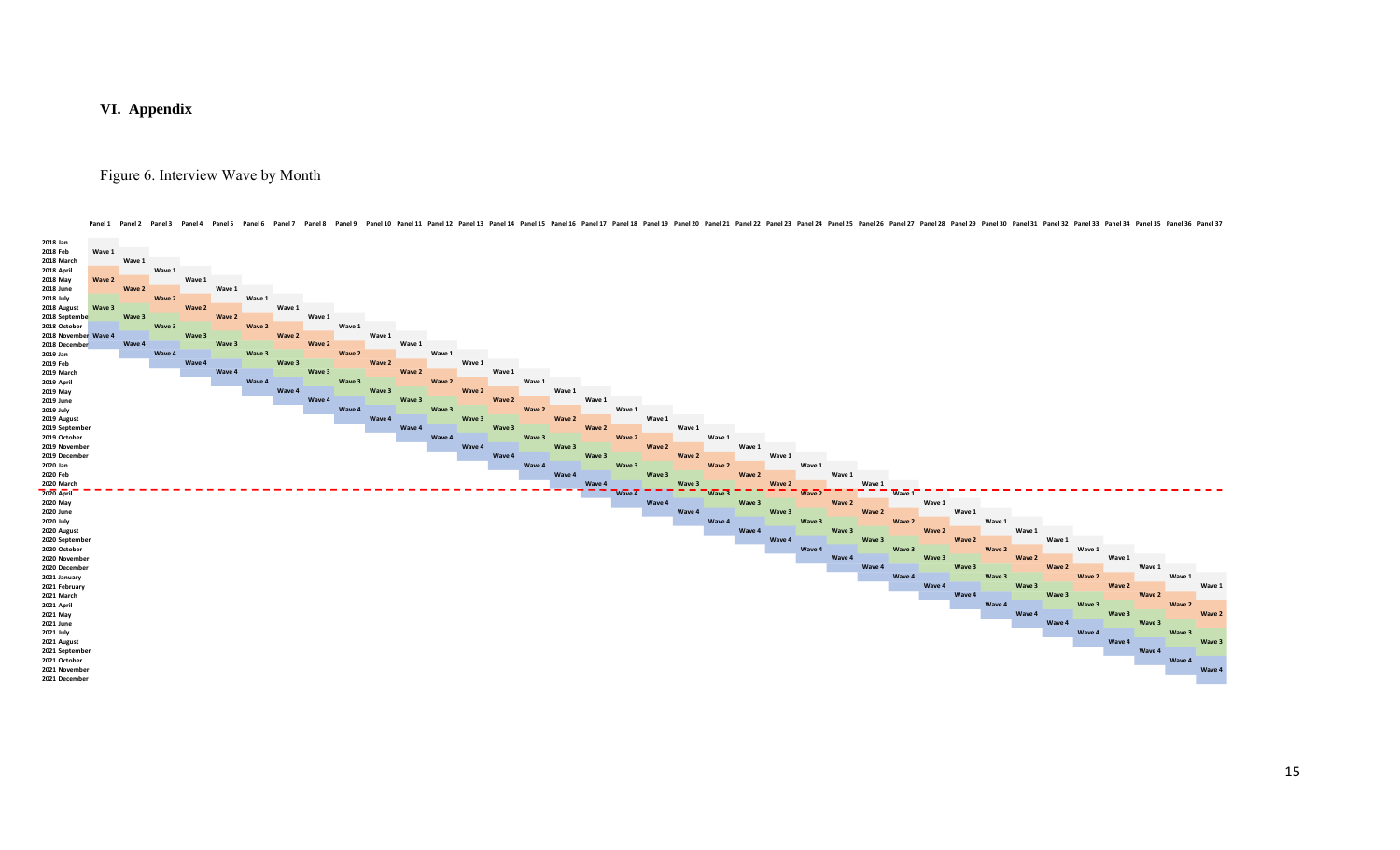# VI. Appendix

Figure 6. Interview Wave by Month

| | Panel 1 | Panel 2 | Panel 3 | Panel 4 | Panel 5 | Panel 6 | Panel 7 | Panel 8 | Panel 9 | Panel 10 | Panel 11 | Panel 12 | Panel 13 | Panel 14 | Panel 15 | Panel 16 | Panel 17 | Panel 18 | Panel 19 | Panel 20 | Panel 21 | Panel 22 | Panel 23 | Panel 24 | Panel 25 | Panel 26 | Panel 27 | Panel 28 | Panel 29 | Panel 30 | Panel 31 | Panel 32 | Panel 33 | Panel 34 | Panel 35 | Panel 36 | Panel 37 |
|---|---|---|---|---|---|---|---|---|---|---|---|---|---|---|---|---|---|---|---|---|---|---|---|---|---|---|---|---|---|---|---|---|---|---|---|---|---|
| 2018 Jan | | | | | | | | | | | | | | | | | | | | | | | | | | | | | | | | | | | | | |
| 2018 Feb | Wave 1 | | | | | | | | | | | | | | | | | | | | | | | | | | | | | | | | | | | | |
| 2018 March | | Wave 1 | | | | | | | | | | | | | | | | | | | | | | | | | | | | | | | | | | | |
| 2018 April | | | Wave 1 | | | | | | | | | | | | | | | | | | | | | | | | | | | | | | | | | | |
| 2018 May | Wave 2 | | | Wave 1 | | | | | | | | | | | | | | | | | | | | | | | | | | | | | | | | | |
| 2018 June | | Wave 2 | | | Wave 1 | | | | | | | | | | | | | | | | | | | | | | | | | | | | | | | | |
| 2018 July | | | Wave 2 | | | Wave 1 | | | | | | | | | | | | | | | | | | | | | | | | | | | | | | | |
| 2018 August | Wave 3 | | | Wave 2 | | | Wave 1 | | | | | | | | | | | | | | | | | | | | | | | | | | | | | | |
| 2018 September | | Wave 3 | | | Wave 2 | | | Wave 1 | | | | | | | | | | | | | | | | | | | | | | | | | | | | | |
| 2018 October | | | Wave 3 | | | Wave 2 | | | Wave 1 | | | | | | | | | | | | | | | | | | | | | | | | | | | | |
| 2018 November | Wave 4 | | | Wave 3 | | | Wave 2 | | | Wave 1 | | | | | | | | | | | | | | | | | | | | | | | | | | | |
| 2018 December | | Wave 4 | | | Wave 3 | | | Wave 2 | | | Wave 1 | | | | | | | | | | | | | | | | | | | | | | | | | | |
| 2019 Jan | | | Wave 4 | | | Wave 3 | | | Wave 2 | | | Wave 1 | | | | | | | | | | | | | | | | | | | | | | | | | |
| 2019 Feb | | | | Wave 4 | | | Wave 3 | | | Wave 2 | | | Wave 1 | | | | | | | | | | | | | | | | | | | | | | | | |
| 2019 March | | | | | Wave 4 | | | Wave 3 | | | Wave 2 | | | Wave 1 | | | | | | | | | | | | | | | | | | | | | | | |
| 2019 April | | | | | | Wave 4 | | | Wave 3 | | | Wave 2 | | | Wave 1 | | | | | | | | | | | | | | | | | | | | | | |
| 2019 May | | | | | | | Wave 4 | | | Wave 3 | | | Wave 2 | | | Wave 1 | | | | | | | | | | | | | | | | | | | | | |
| 2019 June | | | | | | | | Wave 4 | | | Wave 3 | | | Wave 2 | | | Wave 1 | | | | | | | | | | | | | | | | | | | | |
| 2019 July | | | | | | | | | Wave 4 | | | Wave 3 | | | Wave 2 | | | Wave 1 | | | | | | | | | | | | | | | | | | | |
| 2019 August | | | | | | | | | | Wave 4 | | | Wave 3 | | | Wave 2 | | | Wave 1 | | | | | | | | | | | | | | | | | | |
| 2019 September | | | | | | | | | | | Wave 4 | | | Wave 3 | | | Wave 2 | | | Wave 1 | | | | | | | | | | | | | | | | | |
| 2019 October | | | | | | | | | | | | Wave 4 | | | Wave 3 | | | Wave 2 | | | Wave 1 | | | | | | | | | | | | | | | | |
| 2019 November | | | | | | | | | | | | | Wave 4 | | | Wave 3 | | | Wave 2 | | | Wave 1 | | | | | | | | | | | | | | | |
| 2019 December | | | | | | | | | | | | | | Wave 4 | | | Wave 3 | | | Wave 2 | | | Wave 1 | | | | | | | | | | | | | | |
| 2020 Jan | | | | | | | | | | | | | | | Wave 4 | | | Wave 3 | | | Wave 2 | | | Wave 1 | | | | | | | | | | | | | |
| 2020 Feb | | | | | | | | | | | | | | | | Wave 4 | | | Wave 3 | | | Wave 2 | | | Wave 1 | | | | | | | | | | | | |
| 2020 March | | | | | | | | | | | | | | | | | Wave 4 | | | Wave 3 | | | Wave 2 | | | Wave 1 | | | | | | | | | | | |
| 2020 April | | | | | | | | | | | | | | | | | | Wave 4 | | | Wave 3 | | | Wave 2 | | | Wave 1 | | | | | | | | | | |
| 2020 May | | | | | | | | | | | | | | | | | | | Wave 4 | | | Wave 3 | | | Wave 2 | | | Wave 1 | | | | | | | | | |
| 2020 June | | | | | | | | | | | | | | | | | | | | Wave 4 | | | Wave 3 | | | Wave 2 | | | Wave 1 | | | | | | | | |
| 2020 July | | | | | | | | | | | | | | | | | | | | | Wave 4 | | | Wave 3 | | | Wave 2 | | | Wave 1 | | | | | | | |
| 2020 August | | | | | | | | | | | | | | | | | | | | | | Wave 4 | | | Wave 3 | | | Wave 2 | | | Wave 1 | | | | | | |
| 2020 September | | | | | | | | | | | | | | | | | | | | | | | Wave 4 | | | Wave 3 | | | Wave 2 | | | Wave 1 | | | | | |
| 2020 October | | | | | | | | | | | | | | | | | | | | | | | | Wave 4 | | | Wave 3 | | | Wave 2 | | | Wave 1 | | | | |
| 2020 November | | | | | | | | | | | | | | | | | | | | | | | | | Wave 4 | | | Wave 3 | | | Wave 2 | | | Wave 1 | | | |
| 2020 December | | | | | | | | | | | | | | | | | | | | | | | | | | Wave 4 | | | Wave 3 | | | Wave 2 | | | Wave 1 | | |
| 2021 January | | | | | | | | | | | | | | | | | | | | | | | | | | | Wave 4 | | | Wave 3 | | | Wave 2 | | | Wave 1 | |
| 2021 February | | | | | | | | | | | | | | | | | | | | | | | | | | | | Wave 4 | | | Wave 3 | | | Wave 2 | | | Wave 1 |
| 2021 March | | | | | | | | | | | | | | | | | | | | | | | | | | | | | Wave 4 | | | Wave 3 | | | Wave 2 | | |
| 2021 April | | | | | | | | | | | | | | | | | | | | | | | | | | | | | | Wave 4 | | | Wave 3 | | | Wave 2 | |
| 2021 May | | | | | | | | | | | | | | | | | | | | | | | | | | | | | | | Wave 4 | | | Wave 3 | | | Wave 2 |
| 2021 June | | | | | | | | | | | | | | | | | | | | | | | | | | | | | | | | Wave 4 | | | Wave 3 | | |
| 2021 July | | | | | | | | | | | | | | | | | | | | | | | | | | | | | | | | | Wave 4 | | | Wave 3 | |
| 2021 August | | | | | | | | | | | | | | | | | | | | | | | | | | | | | | | | | | Wave 4 | | | Wave 3 |
| 2021 September | | | | | | | | | | | | | | | | | | | | | | | | | | | | | | | | | | | Wave 4 | | |
| 2021 October | | | | | | | | | | | | | | | | | | | | | | | | | | | | | | | | | | | | Wave 4 | |
| 2021 November | | | | | | | | | | | | | | | | | | | | | | | | | | | | | | | | | | | | | Wave 4 |
| 2021 December | | | | | | | | | | | | | | | | | | | | | | | | | | | | | | | | | | | | | |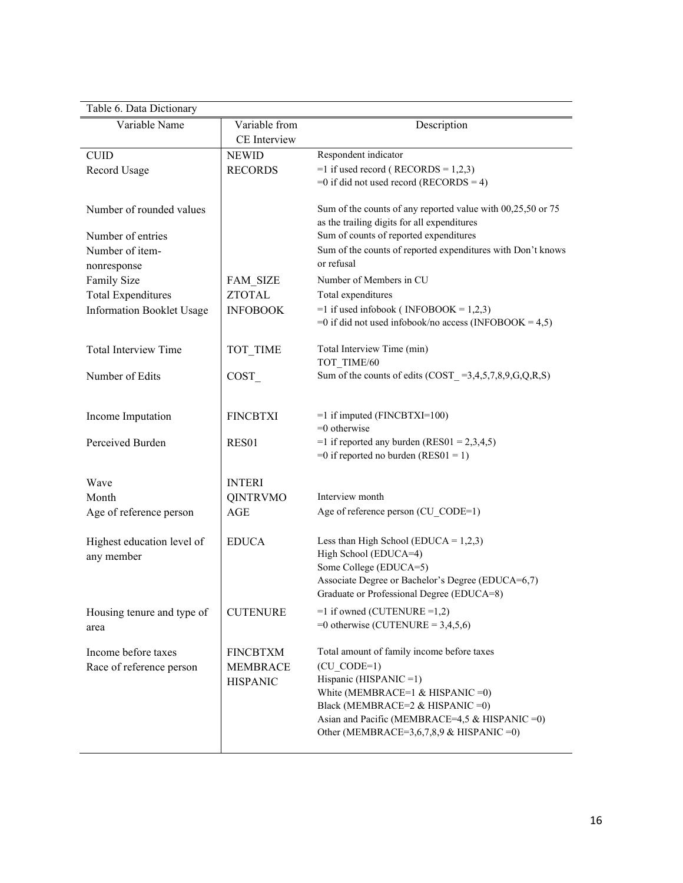Table 6. Data Dictionary

| Variable Name | Variable from CE Interview | Description |
|---|---|---|
| CUID | NEWID | Respondent indicator |
| Record Usage | RECORDS | =1 if used record ( RECORDS = 1,2,3)<br>=0 if did not used record (RECORDS = 4) |
| Number of rounded values | | Sum of the counts of any reported value with 00,25,50 or 75 as the trailing digits for all expenditures |
| Number of entries | | Sum of counts of reported expenditures |
| Number of item-nonresponse | | Sum of the counts of reported expenditures with Don't knows or refusal |
| Family Size | FAM_SIZE | Number of Members in CU |
| Total Expenditures | ZTOTAL | Total expenditures |
| Information Booklet Usage | INFOBOOK | =1 if used infobook ( INFOBOOK = 1,2,3)<br>=0 if did not used infobook/no access (INFOBOOK = 4,5) |
| Total Interview Time | TOT_TIME | Total Interview Time (min)<br>TOT_TIME/60 |
| Number of Edits | COST_ | Sum of the counts of edits (COST_ =3,4,5,7,8,9,G,Q,R,S) |
| Income Imputation | FINCBTXI | =1 if imputed (FINCBTXI=100)<br>=0 otherwise |
| Perceived Burden | RES01 | =1 if reported any burden (RES01 = 2,3,4,5)<br>=0 if reported no burden (RES01 = 1) |
| Wave | INTERI | |
| Month | QINTRVMO | Interview month |
| Age of reference person | AGE | Age of reference person (CU_CODE=1) |
| Highest education level of any member | EDUCA | Less than High School (EDUCA = 1,2,3)<br>High School (EDUCA=4)<br>Some College (EDUCA=5)<br>Associate Degree or Bachelor's Degree (EDUCA=6,7)<br>Graduate or Professional Degree (EDUCA=8) |
| Housing tenure and type of area | CUTENURE | =1 if owned (CUTENURE =1,2)<br>=0 otherwise (CUTENURE = 3,4,5,6) |
| Income before taxes | FINCBTXM | Total amount of family income before taxes |
| Race of reference person | MEMBRACE<br>HISPANIC | (CU_CODE=1)<br>Hispanic (HISPANIC =1)<br>White (MEMBRACE=1 & HISPANIC =0)<br>Black (MEMBRACE=2 & HISPANIC =0)<br>Asian and Pacific (MEMBRACE=4,5 & HISPANIC =0)<br>Other (MEMBRACE=3,6,7,8,9 & HISPANIC =0) |